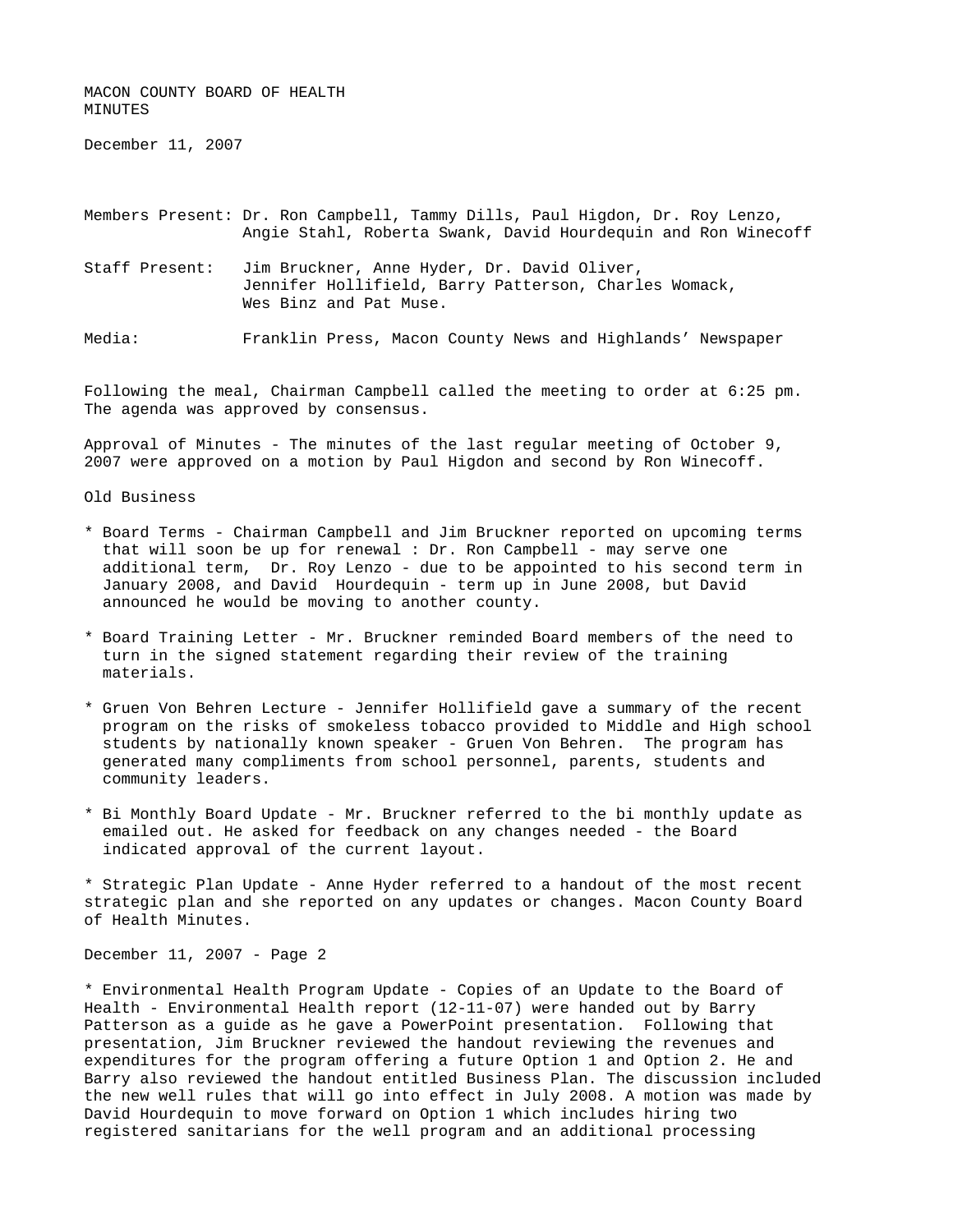MACON COUNTY BOARD OF HEALTH
MINUTES

December 11, 2007

Members Present: Dr. Ron Campbell, Tammy Dills, Paul Higdon, Dr. Roy Lenzo, Angie Stahl, Roberta Swank, David Hourdequin and Ron Winecoff

Staff Present: Jim Bruckner, Anne Hyder, Dr. David Oliver, Jennifer Hollifield, Barry Patterson, Charles Womack, Wes Binz and Pat Muse.

Media: Franklin Press, Macon County News and Highlands' Newspaper

Following the meal, Chairman Campbell called the meeting to order at 6:25 pm. The agenda was approved by consensus.

Approval of Minutes - The minutes of the last regular meeting of October 9, 2007 were approved on a motion by Paul Higdon and second by Ron Winecoff.

Old Business

* Board Terms - Chairman Campbell and Jim Bruckner reported on upcoming terms that will soon be up for renewal : Dr. Ron Campbell - may serve one additional term, Dr. Roy Lenzo - due to be appointed to his second term in January 2008, and David Hourdequin - term up in June 2008, but David announced he would be moving to another county.

* Board Training Letter - Mr. Bruckner reminded Board members of the need to turn in the signed statement regarding their review of the training materials.

* Gruen Von Behren Lecture - Jennifer Hollifield gave a summary of the recent program on the risks of smokeless tobacco provided to Middle and High school students by nationally known speaker - Gruen Von Behren. The program has generated many compliments from school personnel, parents, students and community leaders.

* Bi Monthly Board Update - Mr. Bruckner referred to the bi monthly update as emailed out. He asked for feedback on any changes needed - the Board indicated approval of the current layout.

* Strategic Plan Update - Anne Hyder referred to a handout of the most recent strategic plan and she reported on any updates or changes. Macon County Board of Health Minutes.

December 11, 2007 - Page 2

* Environmental Health Program Update - Copies of an Update to the Board of Health - Environmental Health report (12-11-07) were handed out by Barry Patterson as a guide as he gave a PowerPoint presentation. Following that presentation, Jim Bruckner reviewed the handout reviewing the revenues and expenditures for the program offering a future Option 1 and Option 2. He and Barry also reviewed the handout entitled Business Plan. The discussion included the new well rules that will go into effect in July 2008. A motion was made by David Hourdequin to move forward on Option 1 which includes hiring two registered sanitarians for the well program and an additional processing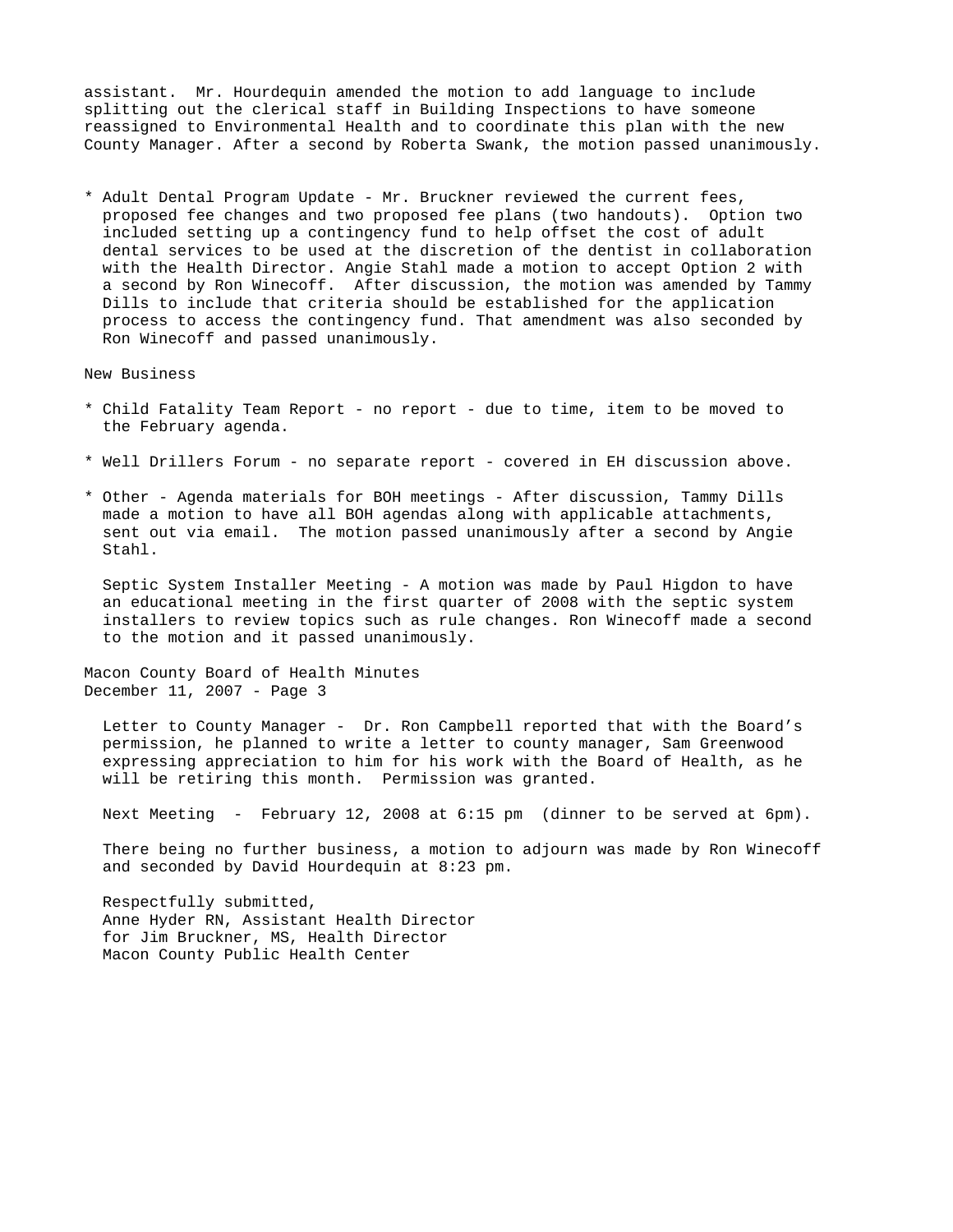assistant. Mr. Hourdequin amended the motion to add language to include splitting out the clerical staff in Building Inspections to have someone reassigned to Environmental Health and to coordinate this plan with the new County Manager. After a second by Roberta Swank, the motion passed unanimously.

* Adult Dental Program Update - Mr. Bruckner reviewed the current fees, proposed fee changes and two proposed fee plans (two handouts). Option two included setting up a contingency fund to help offset the cost of adult dental services to be used at the discretion of the dentist in collaboration with the Health Director. Angie Stahl made a motion to accept Option 2 with a second by Ron Winecoff. After discussion, the motion was amended by Tammy Dills to include that criteria should be established for the application process to access the contingency fund. That amendment was also seconded by Ron Winecoff and passed unanimously.

New Business

* Child Fatality Team Report - no report - due to time, item to be moved to the February agenda.

* Well Drillers Forum - no separate report - covered in EH discussion above.

* Other - Agenda materials for BOH meetings - After discussion, Tammy Dills made a motion to have all BOH agendas along with applicable attachments, sent out via email. The motion passed unanimously after a second by Angie Stahl.

  Septic System Installer Meeting - A motion was made by Paul Higdon to have an educational meeting in the first quarter of 2008 with the septic system installers to review topics such as rule changes. Ron Winecoff made a second to the motion and it passed unanimously.

  Letter to County Manager - Dr. Ron Campbell reported that with the Board's permission, he planned to write a letter to county manager, Sam Greenwood expressing appreciation to him for his work with the Board of Health, as he will be retiring this month. Permission was granted.

  Next Meeting - February 12, 2008 at 6:15 pm (dinner to be served at 6pm).

  There being no further business, a motion to adjourn was made by Ron Winecoff and seconded by David Hourdequin at 8:23 pm.

  Respectfully submitted,
  Anne Hyder RN, Assistant Health Director
  for Jim Bruckner, MS, Health Director
  Macon County Public Health Center